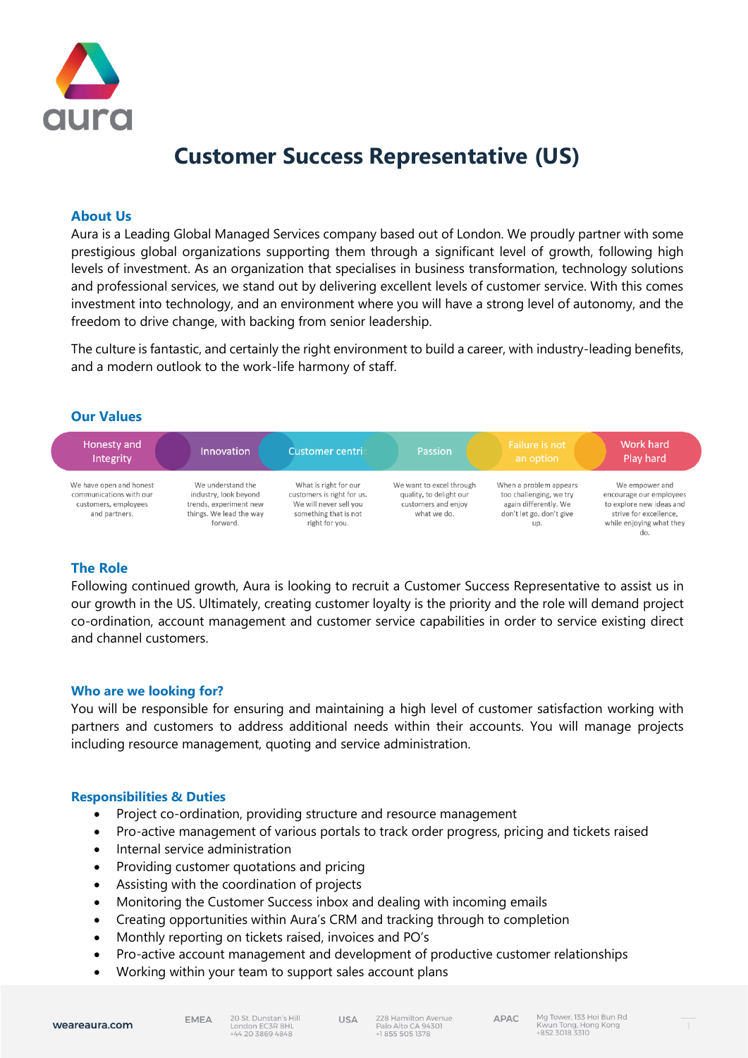# Customer Success Representative (US)

## About Us

Aura is a Leading Global Managed Services company based out of London. We proudly partner with some prestigious global organizations supporting them through a significant level of growth, following high levels of investment. As an organization that specialises in business transformation, technology solutions and professional services, we stand out by delivering excellent levels of customer service. With this comes investment into technology, and an environment where you will have a strong level of autonomy, and the freedom to drive change, with backing from senior leadership.

The culture is fantastic, and certainly the right environment to build a career, with industry-leading benefits, and a modern outlook to the work-life harmony of staff.

## Our Values

| Honesty and Integrity | Innovation | Customer centric | Passion | Failure is not an option | Work hard Play hard |
|---|---|---|---|---|---|
| We have open and honest communications with our customers, employees and partners. | We understand the industry, look beyond trends, experiment new things. We lead the way forward. | What is right for our customers is right for us. We will never sell you something that is not right for you. | We want to excel through quality, to delight our customers and enjoy what we do. | When a problem appears too challenging, we try again differently. We don't let go, don't give up. | We empower and encourage our employees to explore new ideas and strive for excellence, while enjoying what they do. |

## The Role

Following continued growth, Aura is looking to recruit a Customer Success Representative to assist us in our growth in the US. Ultimately, creating customer loyalty is the priority and the role will demand project co-ordination, account management and customer service capabilities in order to service existing direct and channel customers.

## Who are we looking for?

You will be responsible for ensuring and maintaining a high level of customer satisfaction working with partners and customers to address additional needs within their accounts. You will manage projects including resource management, quoting and service administration.

## Responsibilities & Duties

- Project co-ordination, providing structure and resource management
- Pro-active management of various portals to track order progress, pricing and tickets raised
- Internal service administration
- Providing customer quotations and pricing
- Assisting with the coordination of projects
- Monitoring the Customer Success inbox and dealing with incoming emails
- Creating opportunities within Aura's CRM and tracking through to completion
- Monthly reporting on tickets raised, invoices and PO's
- Pro-active account management and development of productive customer relationships
- Working within your team to support sales account plans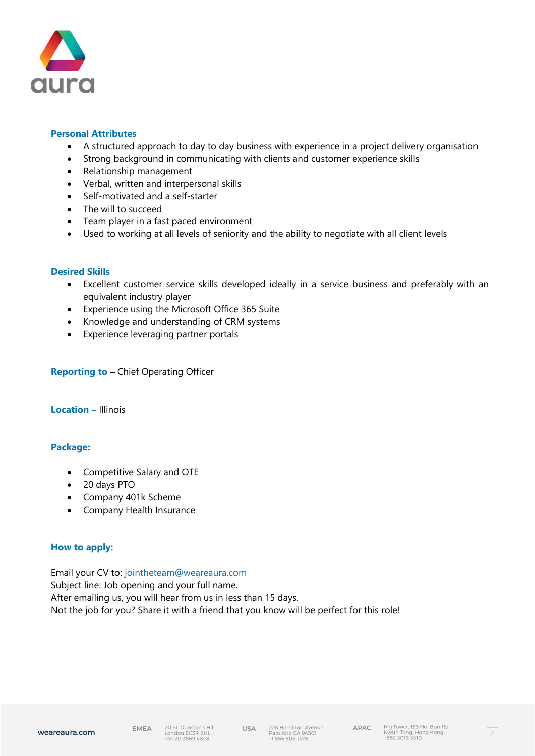## Personal Attributes

- A structured approach to day to day business with experience in a project delivery organisation
- Strong background in communicating with clients and customer experience skills
- Relationship management
- Verbal, written and interpersonal skills
- Self-motivated and a self-starter
- The will to succeed
- Team player in a fast paced environment
- Used to working at all levels of seniority and the ability to negotiate with all client levels

## Desired Skills

- Excellent customer service skills developed ideally in a service business and preferably with an equivalent industry player
- Experience using the Microsoft Office 365 Suite
- Knowledge and understanding of CRM systems
- Experience leveraging partner portals

**Reporting to –** Chief Operating Officer

**Location –** Illinois

## Package:

- Competitive Salary and OTE
- 20 days PTO
- Company 401k Scheme
- Company Health Insurance

## How to apply:

Email your CV to: jointheteam@weareaura.com
Subject line: Job opening and your full name.
After emailing us, you will hear from us in less than 15 days.
Not the job for you? Share it with a friend that you know will be perfect for this role!